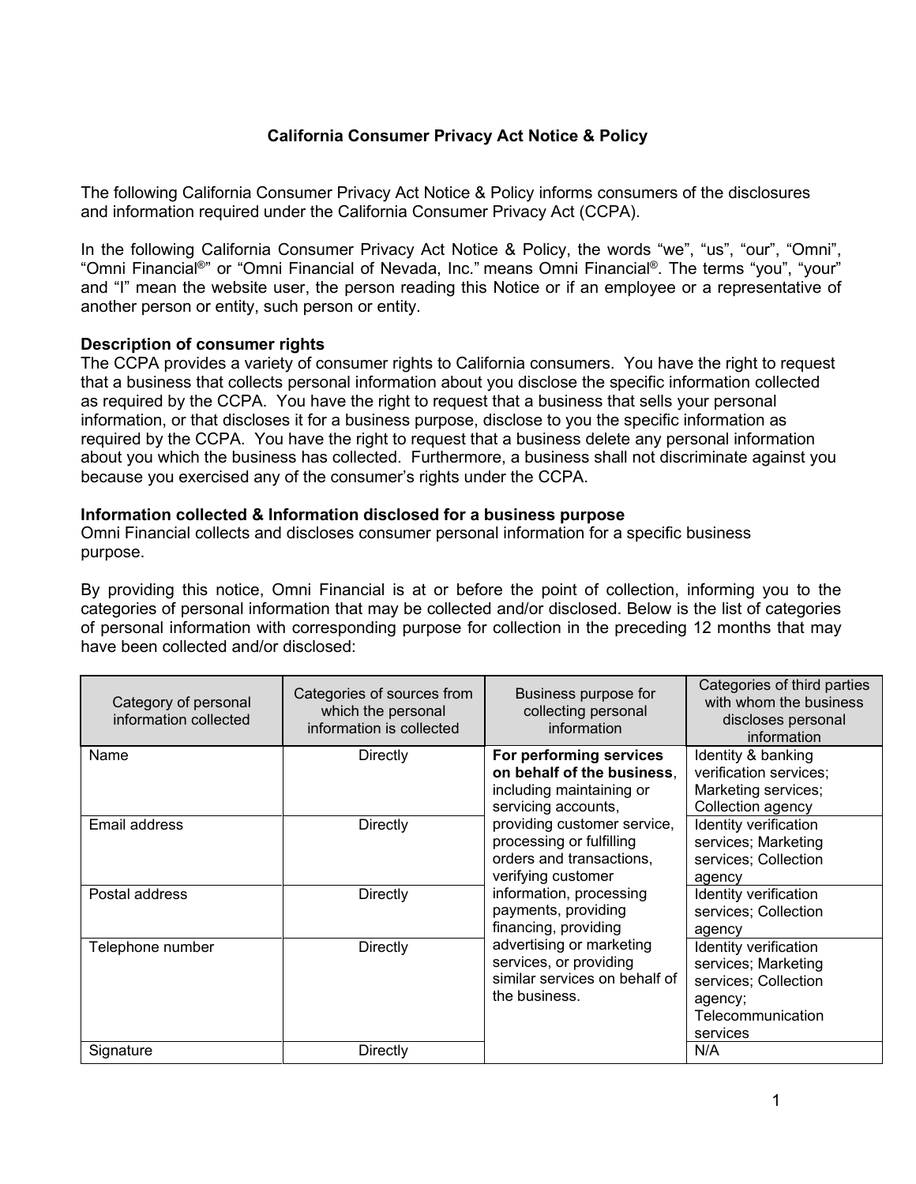# California Consumer Privacy Act Notice & Policy

The following California Consumer Privacy Act Notice & Policy informs consumers of the disclosures and information required under the California Consumer Privacy Act (CCPA).

In the following California Consumer Privacy Act Notice & Policy, the words "we", "us", "our", "Omni", "Omni Financial®" or "Omni Financial of Nevada, Inc." means Omni Financial®. The terms "you", "your" and "I" mean the website user, the person reading this Notice or if an employee or a representative of another person or entity, such person or entity.

**Description of consumer rights**

The CCPA provides a variety of consumer rights to California consumers. You have the right to request that a business that collects personal information about you disclose the specific information collected as required by the CCPA. You have the right to request that a business that sells your personal information, or that discloses it for a business purpose, disclose to you the specific information as required by the CCPA. You have the right to request that a business delete any personal information about you which the business has collected. Furthermore, a business shall not discriminate against you because you exercised any of the consumer's rights under the CCPA.

**Information collected & Information disclosed for a business purpose**

Omni Financial collects and discloses consumer personal information for a specific business purpose.

By providing this notice, Omni Financial is at or before the point of collection, informing you to the categories of personal information that may be collected and/or disclosed. Below is the list of categories of personal information with corresponding purpose for collection in the preceding 12 months that may have been collected and/or disclosed:

| Category of personal information collected | Categories of sources from which the personal information is collected | Business purpose for collecting personal information | Categories of third parties with whom the business discloses personal information |
|---|---|---|---|
| Name | Directly | **For performing services on behalf of the business**, including maintaining or servicing accounts, providing customer service, processing or fulfilling orders and transactions, verifying customer information, processing payments, providing financing, providing advertising or marketing services, or providing similar services on behalf of the business. | Identity & banking verification services; Marketing services; Collection agency |
| Email address | Directly | | Identity verification services; Marketing services; Collection agency |
| Postal address | Directly | | Identity verification services; Collection agency |
| Telephone number | Directly | | Identity verification services; Marketing services; Collection agency; Telecommunication services |
| Signature | Directly | | N/A |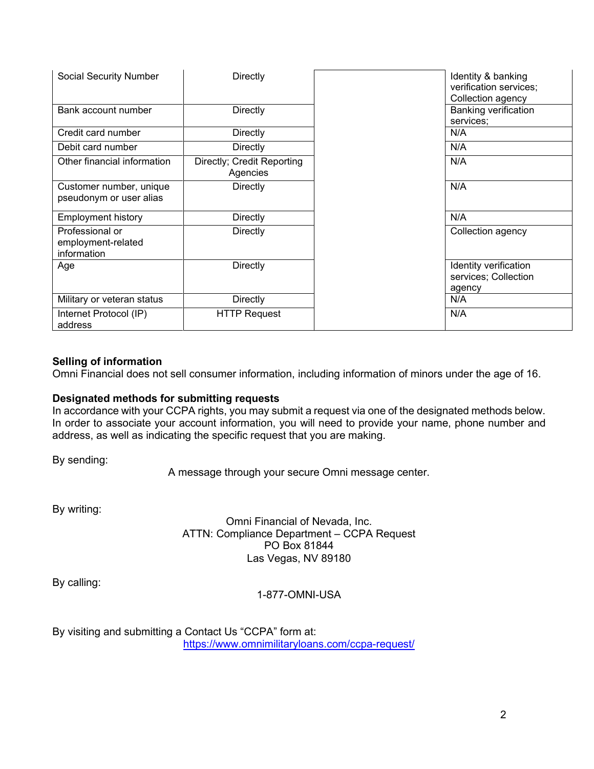| | | | |
|---|---|---|---|
| Social Security Number | Directly | | Identity & banking verification services; Collection agency |
| Bank account number | Directly | | Banking verification services; |
| Credit card number | Directly | | N/A |
| Debit card number | Directly | | N/A |
| Other financial information | Directly; Credit Reporting Agencies | | N/A |
| Customer number, unique pseudonym or user alias | Directly | | N/A |
| Employment history | Directly | | N/A |
| Professional or employment-related information | Directly | | Collection agency |
| Age | Directly | | Identity verification services; Collection agency |
| Military or veteran status | Directly | | N/A |
| Internet Protocol (IP) address | HTTP Request | | N/A |

**Selling of information**
Omni Financial does not sell consumer information, including information of minors under the age of 16.

**Designated methods for submitting requests**
In accordance with your CCPA rights, you may submit a request via one of the designated methods below. In order to associate your account information, you will need to provide your name, phone number and address, as well as indicating the specific request that you are making.

By sending:

A message through your secure Omni message center.

By writing:

Omni Financial of Nevada, Inc.
ATTN: Compliance Department – CCPA Request
PO Box 81844
Las Vegas, NV 89180

By calling:

1-877-OMNI-USA

By visiting and submitting a Contact Us "CCPA" form at:
https://www.omnimilitaryloans.com/ccpa-request/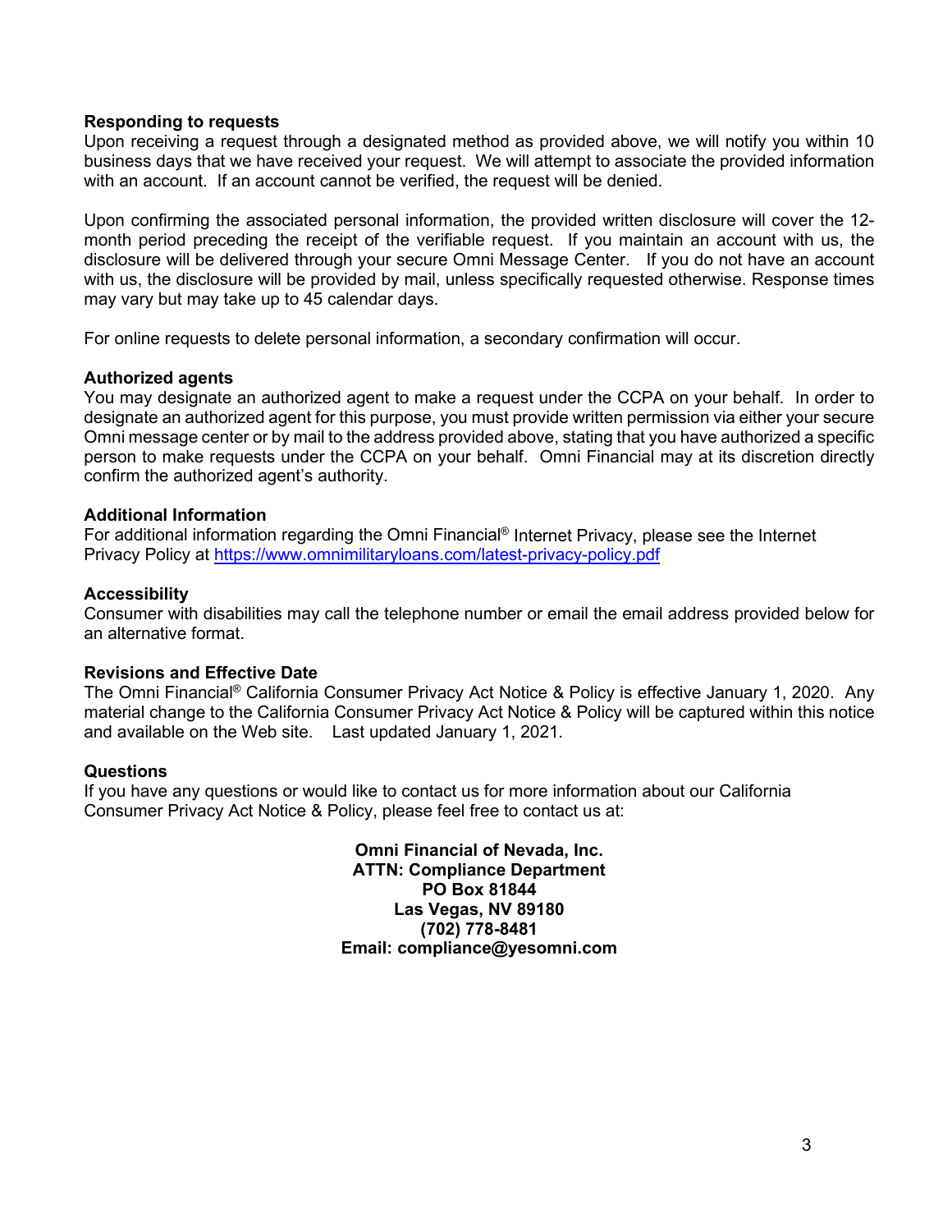**Responding to requests**

Upon receiving a request through a designated method as provided above, we will notify you within 10 business days that we have received your request. We will attempt to associate the provided information with an account. If an account cannot be verified, the request will be denied.

Upon confirming the associated personal information, the provided written disclosure will cover the 12-month period preceding the receipt of the verifiable request. If you maintain an account with us, the disclosure will be delivered through your secure Omni Message Center. If you do not have an account with us, the disclosure will be provided by mail, unless specifically requested otherwise. Response times may vary but may take up to 45 calendar days.

For online requests to delete personal information, a secondary confirmation will occur.

**Authorized agents**

You may designate an authorized agent to make a request under the CCPA on your behalf. In order to designate an authorized agent for this purpose, you must provide written permission via either your secure Omni message center or by mail to the address provided above, stating that you have authorized a specific person to make requests under the CCPA on your behalf. Omni Financial may at its discretion directly confirm the authorized agent's authority.

**Additional Information**

For additional information regarding the Omni Financial® Internet Privacy, please see the Internet Privacy Policy at https://www.omnimilitaryloans.com/latest-privacy-policy.pdf

**Accessibility**

Consumer with disabilities may call the telephone number or email the email address provided below for an alternative format.

**Revisions and Effective Date**

The Omni Financial® California Consumer Privacy Act Notice & Policy is effective January 1, 2020. Any material change to the California Consumer Privacy Act Notice & Policy will be captured within this notice and available on the Web site. Last updated January 1, 2021.

**Questions**

If you have any questions or would like to contact us for more information about our California Consumer Privacy Act Notice & Policy, please feel free to contact us at:

**Omni Financial of Nevada, Inc.**
**ATTN: Compliance Department**
**PO Box 81844**
**Las Vegas, NV 89180**
**(702) 778-8481**
**Email: compliance@yesomni.com**